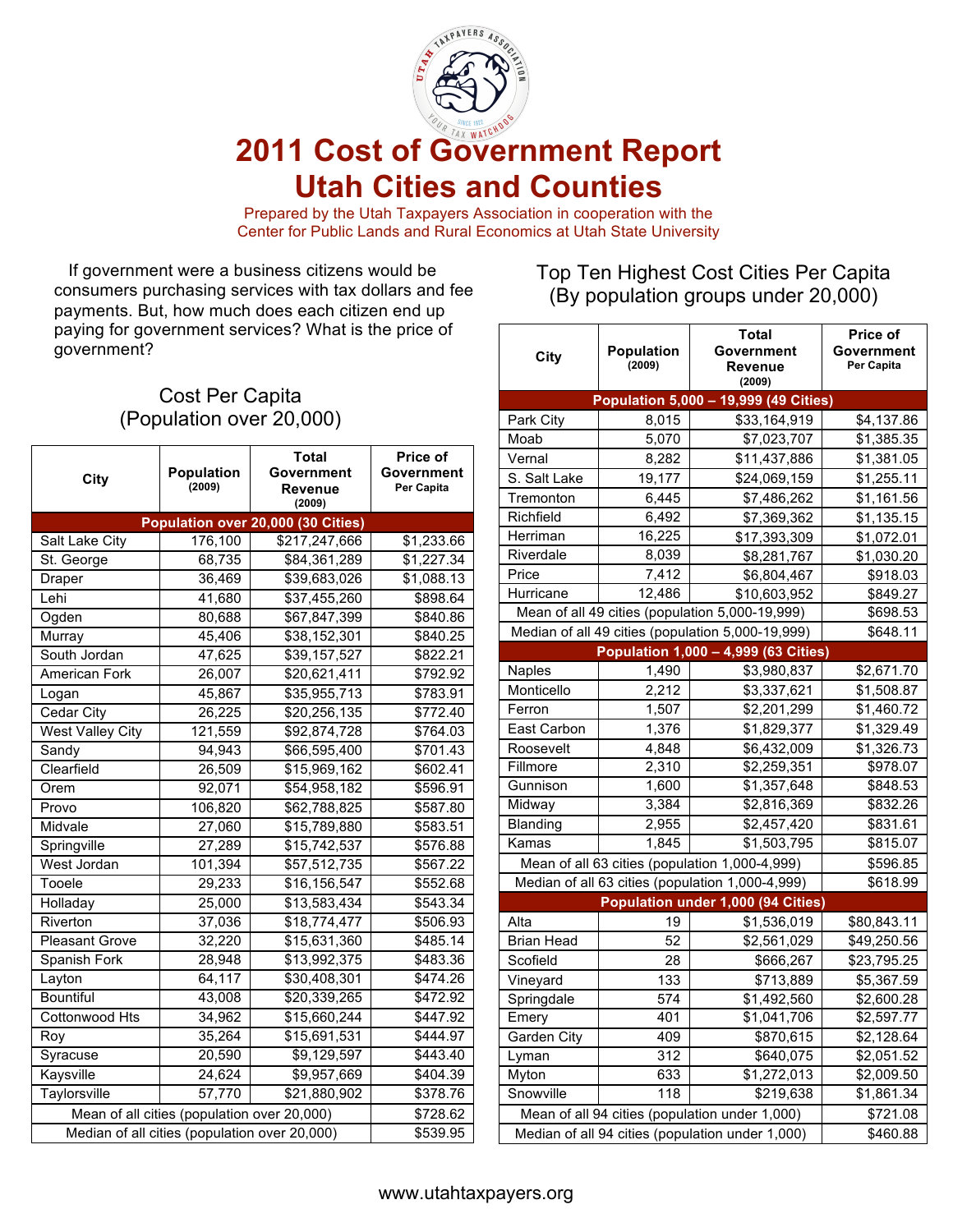# 2011 Cost of Government Report
# Utah Cities and Counties

Prepared by the Utah Taxpayers Association in cooperation with the Center for Public Lands and Rural Economics at Utah State University

If government were a business citizens would be consumers purchasing services with tax dollars and fee payments. But, how much does each citizen end up paying for government services? What is the price of government?

## Cost Per Capita (Population over 20,000)

| City | Population (2009) | Total Government Revenue (2009) | Price of Government Per Capita |
|---|---|---|---|
| **Population over 20,000 (30 Cities)** | | | |
| Salt Lake City | 176,100 | $217,247,666 | $1,233.66 |
| St. George | 68,735 | $84,361,289 | $1,227.34 |
| Draper | 36,469 | $39,683,026 | $1,088.13 |
| Lehi | 41,680 | $37,455,260 | $898.64 |
| Ogden | 80,688 | $67,847,399 | $840.86 |
| Murray | 45,406 | $38,152,301 | $840.25 |
| South Jordan | 47,625 | $39,157,527 | $822.21 |
| American Fork | 26,007 | $20,621,411 | $792.92 |
| Logan | 45,867 | $35,955,713 | $783.91 |
| Cedar City | 26,225 | $20,256,135 | $772.40 |
| West Valley City | 121,559 | $92,874,728 | $764.03 |
| Sandy | 94,943 | $66,595,400 | $701.43 |
| Clearfield | 26,509 | $15,969,162 | $602.41 |
| Orem | 92,071 | $54,958,182 | $596.91 |
| Provo | 106,820 | $62,788,825 | $587.80 |
| Midvale | 27,060 | $15,789,880 | $583.51 |
| Springville | 27,289 | $15,742,537 | $576.88 |
| West Jordan | 101,394 | $57,512,735 | $567.22 |
| Tooele | 29,233 | $16,156,547 | $552.68 |
| Holladay | 25,000 | $13,583,434 | $543.34 |
| Riverton | 37,036 | $18,774,477 | $506.93 |
| Pleasant Grove | 32,220 | $15,631,360 | $485.14 |
| Spanish Fork | 28,948 | $13,992,375 | $483.36 |
| Layton | 64,117 | $30,408,301 | $474.26 |
| Bountiful | 43,008 | $20,339,265 | $472.92 |
| Cottonwood Hts | 34,962 | $15,660,244 | $447.92 |
| Roy | 35,264 | $15,691,531 | $444.97 |
| Syracuse | 20,590 | $9,129,597 | $443.40 |
| Kaysville | 24,624 | $9,957,669 | $404.39 |
| Taylorsville | 57,770 | $21,880,902 | $378.76 |
| Mean of all cities (population over 20,000) | | | $728.62 |
| Median of all cities (population over 20,000) | | | $539.95 |

## Top Ten Highest Cost Cities Per Capita (By population groups under 20,000)

| City | Population (2009) | Total Government Revenue (2009) | Price of Government Per Capita |
|---|---|---|---|
| **Population 5,000 – 19,999 (49 Cities)** | | | |
| Park City | 8,015 | $33,164,919 | $4,137.86 |
| Moab | 5,070 | $7,023,707 | $1,385.35 |
| Vernal | 8,282 | $11,437,886 | $1,381.05 |
| S. Salt Lake | 19,177 | $24,069,159 | $1,255.11 |
| Tremonton | 6,445 | $7,486,262 | $1,161.56 |
| Richfield | 6,492 | $7,369,362 | $1,135.15 |
| Herriman | 16,225 | $17,393,309 | $1,072.01 |
| Riverdale | 8,039 | $8,281,767 | $1,030.20 |
| Price | 7,412 | $6,804,467 | $918.03 |
| Hurricane | 12,486 | $10,603,952 | $849.27 |
| Mean of all 49 cities (population 5,000-19,999) | | | $698.53 |
| Median of all 49 cities (population 5,000-19,999) | | | $648.11 |
| **Population 1,000 – 4,999 (63 Cities)** | | | |
| Naples | 1,490 | $3,980,837 | $2,671.70 |
| Monticello | 2,212 | $3,337,621 | $1,508.87 |
| Ferron | 1,507 | $2,201,299 | $1,460.72 |
| East Carbon | 1,376 | $1,829,377 | $1,329.49 |
| Roosevelt | 4,848 | $6,432,009 | $1,326.73 |
| Fillmore | 2,310 | $2,259,351 | $978.07 |
| Gunnison | 1,600 | $1,357,648 | $848.53 |
| Midway | 3,384 | $2,816,369 | $832.26 |
| Blanding | 2,955 | $2,457,420 | $831.61 |
| Kamas | 1,845 | $1,503,795 | $815.07 |
| Mean of all 63 cities (population 1,000-4,999) | | | $596.85 |
| Median of all 63 cities (population 1,000-4,999) | | | $618.99 |
| **Population under 1,000 (94 Cities)** | | | |
| Alta | 19 | $1,536,019 | $80,843.11 |
| Brian Head | 52 | $2,561,029 | $49,250.56 |
| Scofield | 28 | $666,267 | $23,795.25 |
| Vineyard | 133 | $713,889 | $5,367.59 |
| Springdale | 574 | $1,492,560 | $2,600.28 |
| Emery | 401 | $1,041,706 | $2,597.77 |
| Garden City | 409 | $870,615 | $2,128.64 |
| Lyman | 312 | $640,075 | $2,051.52 |
| Myton | 633 | $1,272,013 | $2,009.50 |
| Snowville | 118 | $219,638 | $1,861.34 |
| Mean of all 94 cities (population under 1,000) | | | $721.08 |
| Median of all 94 cities (population under 1,000) | | | $460.88 |

www.utahtaxpayers.org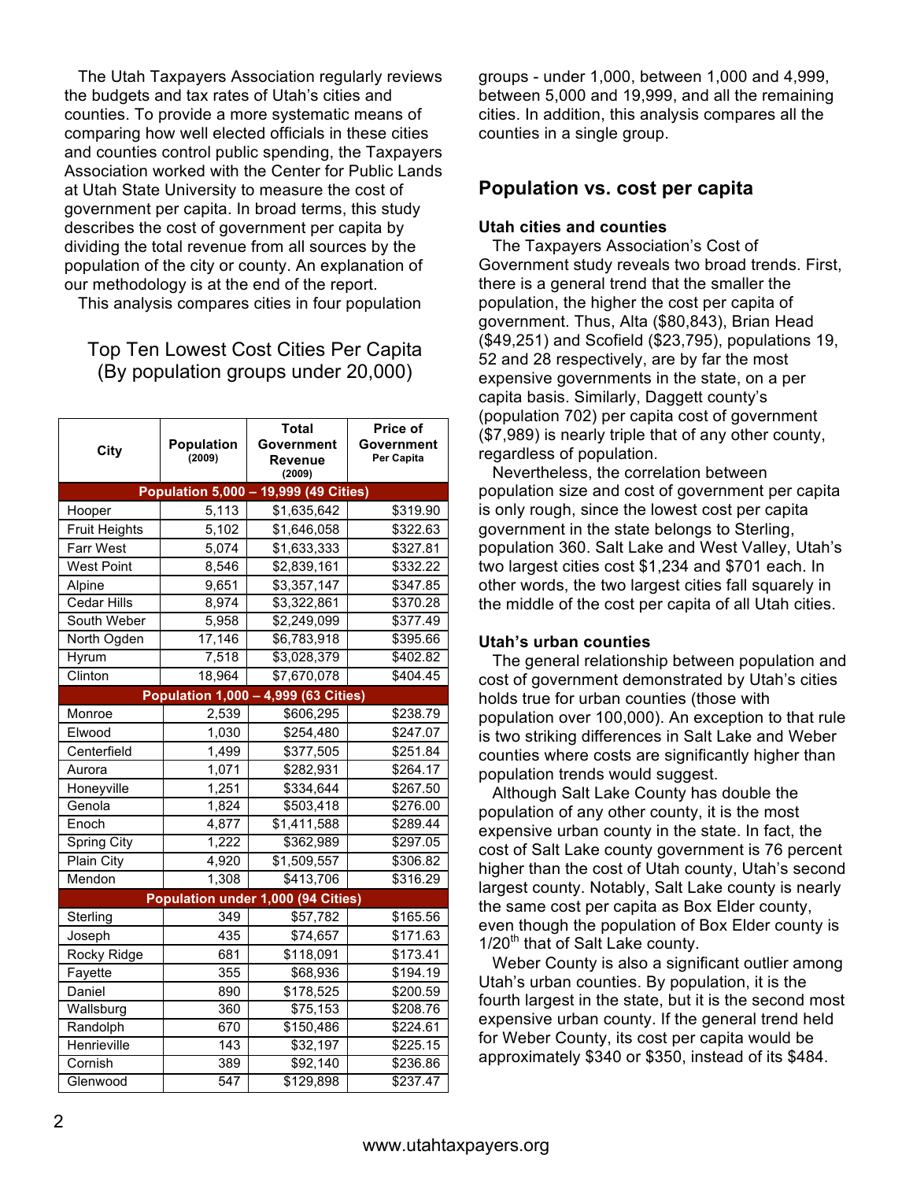The Utah Taxpayers Association regularly reviews the budgets and tax rates of Utah's cities and counties. To provide a more systematic means of comparing how well elected officials in these cities and counties control public spending, the Taxpayers Association worked with the Center for Public Lands at Utah State University to measure the cost of government per capita. In broad terms, this study describes the cost of government per capita by dividing the total revenue from all sources by the population of the city or county. An explanation of our methodology is at the end of the report.

This analysis compares cities in four population groups - under 1,000, between 1,000 and 4,999, between 5,000 and 19,999, and all the remaining cities. In addition, this analysis compares all the counties in a single group.

### Top Ten Lowest Cost Cities Per Capita (By population groups under 20,000)

| City | Population (2009) | Total Government Revenue (2009) | Price of Government Per Capita |
|---|---|---|---|
| **Population 5,000 – 19,999 (49 Cities)** | | | |
| Hooper | 5,113 | $1,635,642 | $319.90 |
| Fruit Heights | 5,102 | $1,646,058 | $322.63 |
| Farr West | 5,074 | $1,633,333 | $327.81 |
| West Point | 8,546 | $2,839,161 | $332.22 |
| Alpine | 9,651 | $3,357,147 | $347.85 |
| Cedar Hills | 8,974 | $3,322,861 | $370.28 |
| South Weber | 5,958 | $2,249,099 | $377.49 |
| North Ogden | 17,146 | $6,783,918 | $395.66 |
| Hyrum | 7,518 | $3,028,379 | $402.82 |
| Clinton | 18,964 | $7,670,078 | $404.45 |
| **Population 1,000 – 4,999 (63 Cities)** | | | |
| Monroe | 2,539 | $606,295 | $238.79 |
| Elwood | 1,030 | $254,480 | $247.07 |
| Centerfield | 1,499 | $377,505 | $251.84 |
| Aurora | 1,071 | $282,931 | $264.17 |
| Honeyville | 1,251 | $334,644 | $267.50 |
| Genola | 1,824 | $503,418 | $276.00 |
| Enoch | 4,877 | $1,411,588 | $289.44 |
| Spring City | 1,222 | $362,989 | $297.05 |
| Plain City | 4,920 | $1,509,557 | $306.82 |
| Mendon | 1,308 | $413,706 | $316.29 |
| **Population under 1,000 (94 Cities)** | | | |
| Sterling | 349 | $57,782 | $165.56 |
| Joseph | 435 | $74,657 | $171.63 |
| Rocky Ridge | 681 | $118,091 | $173.41 |
| Fayette | 355 | $68,936 | $194.19 |
| Daniel | 890 | $178,525 | $200.59 |
| Wallsburg | 360 | $75,153 | $208.76 |
| Randolph | 670 | $150,486 | $224.61 |
| Henrieville | 143 | $32,197 | $225.15 |
| Cornish | 389 | $92,140 | $236.86 |
| Glenwood | 547 | $129,898 | $237.47 |

## Population vs. cost per capita

### Utah cities and counties

The Taxpayers Association's Cost of Government study reveals two broad trends. First, there is a general trend that the smaller the population, the higher the cost per capita of government. Thus, Alta ($80,843), Brian Head ($49,251) and Scofield ($23,795), populations 19, 52 and 28 respectively, are by far the most expensive governments in the state, on a per capita basis. Similarly, Daggett county's (population 702) per capita cost of government ($7,989) is nearly triple that of any other county, regardless of population.

Nevertheless, the correlation between population size and cost of government per capita is only rough, since the lowest cost per capita government in the state belongs to Sterling, population 360. Salt Lake and West Valley, Utah's two largest cities cost $1,234 and $701 each. In other words, the two largest cities fall squarely in the middle of the cost per capita of all Utah cities.

### Utah's urban counties

The general relationship between population and cost of government demonstrated by Utah's cities holds true for urban counties (those with population over 100,000). An exception to that rule is two striking differences in Salt Lake and Weber counties where costs are significantly higher than population trends would suggest.

Although Salt Lake County has double the population of any other county, it is the most expensive urban county in the state. In fact, the cost of Salt Lake county government is 76 percent higher than the cost of Utah county, Utah's second largest county. Notably, Salt Lake county is nearly the same cost per capita as Box Elder county, even though the population of Box Elder county is 1/20th that of Salt Lake county.

Weber County is also a significant outlier among Utah's urban counties. By population, it is the fourth largest in the state, but it is the second most expensive urban county. If the general trend held for Weber County, its cost per capita would be approximately $340 or $350, instead of its $484.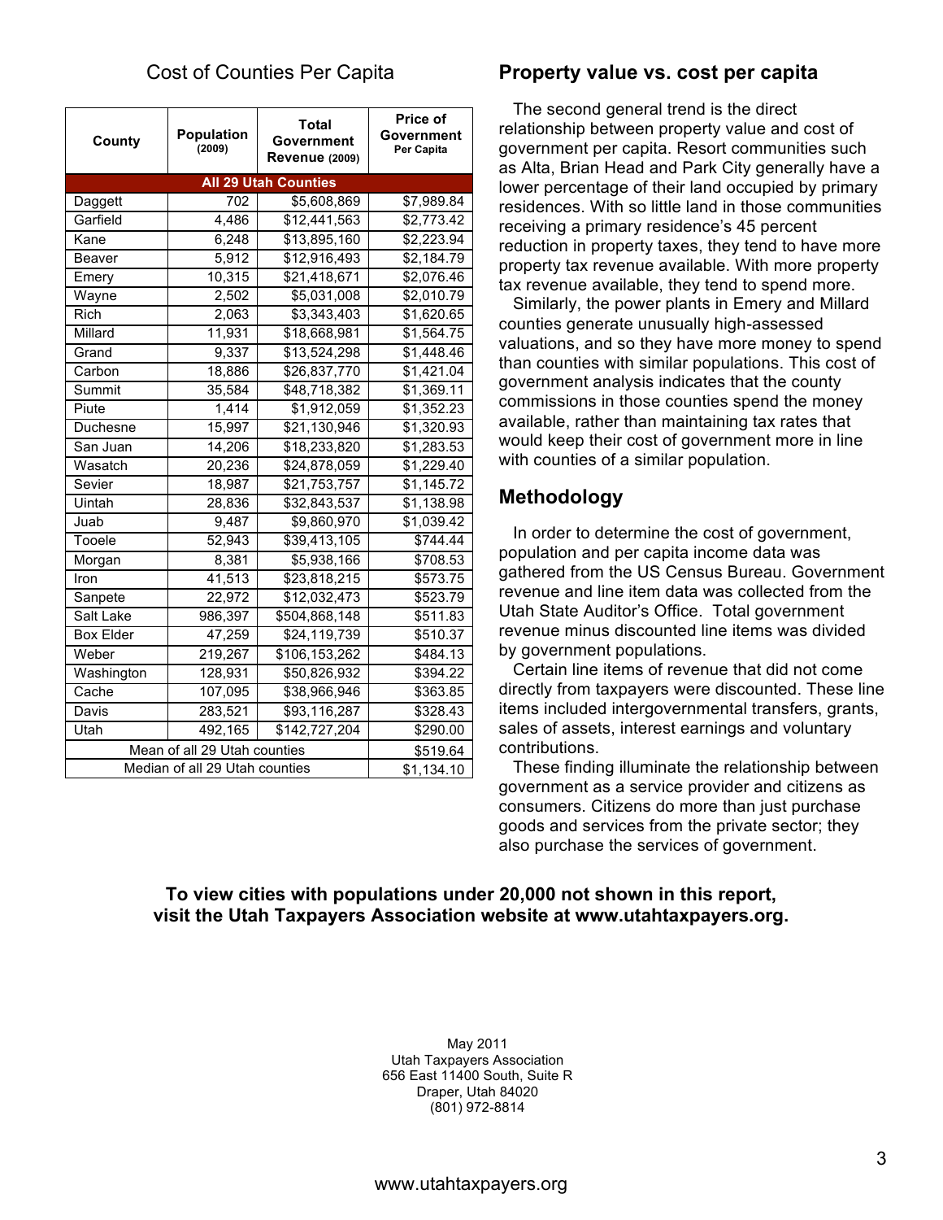Cost of Counties Per Capita

| County | Population (2009) | Total Government Revenue (2009) | Price of Government Per Capita |
| --- | --- | --- | --- |
| **All 29 Utah Counties** | | | |
| Daggett | 702 | $5,608,869 | $7,989.84 |
| Garfield | 4,486 | $12,441,563 | $2,773.42 |
| Kane | 6,248 | $13,895,160 | $2,223.94 |
| Beaver | 5,912 | $12,916,493 | $2,184.79 |
| Emery | 10,315 | $21,418,671 | $2,076.46 |
| Wayne | 2,502 | $5,031,008 | $2,010.79 |
| Rich | 2,063 | $3,343,403 | $1,620.65 |
| Millard | 11,931 | $18,668,981 | $1,564.75 |
| Grand | 9,337 | $13,524,298 | $1,448.46 |
| Carbon | 18,886 | $26,837,770 | $1,421.04 |
| Summit | 35,584 | $48,718,382 | $1,369.11 |
| Piute | 1,414 | $1,912,059 | $1,352.23 |
| Duchesne | 15,997 | $21,130,946 | $1,320.93 |
| San Juan | 14,206 | $18,233,820 | $1,283.53 |
| Wasatch | 20,236 | $24,878,059 | $1,229.40 |
| Sevier | 18,987 | $21,753,757 | $1,145.72 |
| Uintah | 28,836 | $32,843,537 | $1,138.98 |
| Juab | 9,487 | $9,860,970 | $1,039.42 |
| Tooele | 52,943 | $39,413,105 | $744.44 |
| Morgan | 8,381 | $5,938,166 | $708.53 |
| Iron | 41,513 | $23,818,215 | $573.75 |
| Sanpete | 22,972 | $12,032,473 | $523.79 |
| Salt Lake | 986,397 | $504,868,148 | $511.83 |
| Box Elder | 47,259 | $24,119,739 | $510.37 |
| Weber | 219,267 | $106,153,262 | $484.13 |
| Washington | 128,931 | $50,826,932 | $394.22 |
| Cache | 107,095 | $38,966,946 | $363.85 |
| Davis | 283,521 | $93,116,287 | $328.43 |
| Utah | 492,165 | $142,727,204 | $290.00 |
| Mean of all 29 Utah counties | | | $519.64 |
| Median of all 29 Utah counties | | | $1,134.10 |

## Property value vs. cost per capita

The second general trend is the direct relationship between property value and cost of government per capita. Resort communities such as Alta, Brian Head and Park City generally have a lower percentage of their land occupied by primary residences. With so little land in those communities receiving a primary residence's 45 percent reduction in property taxes, they tend to have more property tax revenue available. With more property tax revenue available, they tend to spend more.

Similarly, the power plants in Emery and Millard counties generate unusually high-assessed valuations, and so they have more money to spend than counties with similar populations. This cost of government analysis indicates that the county commissions in those counties spend the money available, rather than maintaining tax rates that would keep their cost of government more in line with counties of a similar population.

## Methodology

In order to determine the cost of government, population and per capita income data was gathered from the US Census Bureau. Government revenue and line item data was collected from the Utah State Auditor's Office. Total government revenue minus discounted line items was divided by government populations.

Certain line items of revenue that did not come directly from taxpayers were discounted. These line items included intergovernmental transfers, grants, sales of assets, interest earnings and voluntary contributions.

These finding illuminate the relationship between government as a service provider and citizens as consumers. Citizens do more than just purchase goods and services from the private sector; they also purchase the services of government.

**To view cities with populations under 20,000 not shown in this report, visit the Utah Taxpayers Association website at www.utahtaxpayers.org.**

May 2011
Utah Taxpayers Association
656 East 11400 South, Suite R
Draper, Utah 84020
(801) 972-8814